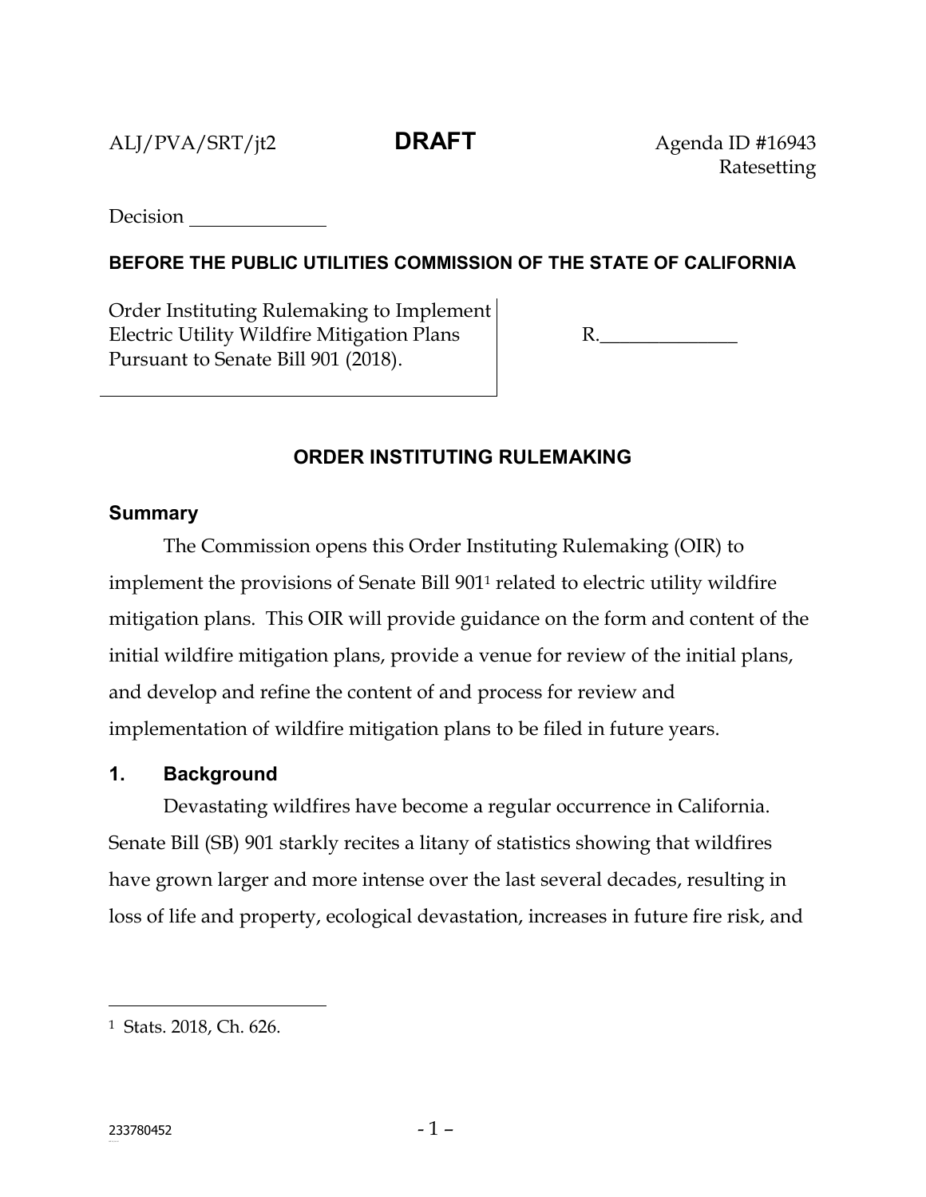ALJ/PVA/SRT/jt2 **DRAFT** Agenda ID #16943
Ratesetting

Decision ______________

**BEFORE THE PUBLIC UTILITIES COMMISSION OF THE STATE OF CALIFORNIA**

| Order Instituting Rulemaking to Implement Electric Utility Wildfire Mitigation Plans Pursuant to Senate Bill 901 (2018). | R.______________ |
|---|---|

## ORDER INSTITUTING RULEMAKING

### Summary

The Commission opens this Order Instituting Rulemaking (OIR) to implement the provisions of Senate Bill 901[1] related to electric utility wildfire mitigation plans. This OIR will provide guidance on the form and content of the initial wildfire mitigation plans, provide a venue for review of the initial plans, and develop and refine the content of and process for review and implementation of wildfire mitigation plans to be filed in future years.

### 1. Background

Devastating wildfires have become a regular occurrence in California. Senate Bill (SB) 901 starkly recites a litany of statistics showing that wildfires have grown larger and more intense over the last several decades, resulting in loss of life and property, ecological devastation, increases in future fire risk, and

[1] Stats. 2018, Ch. 626.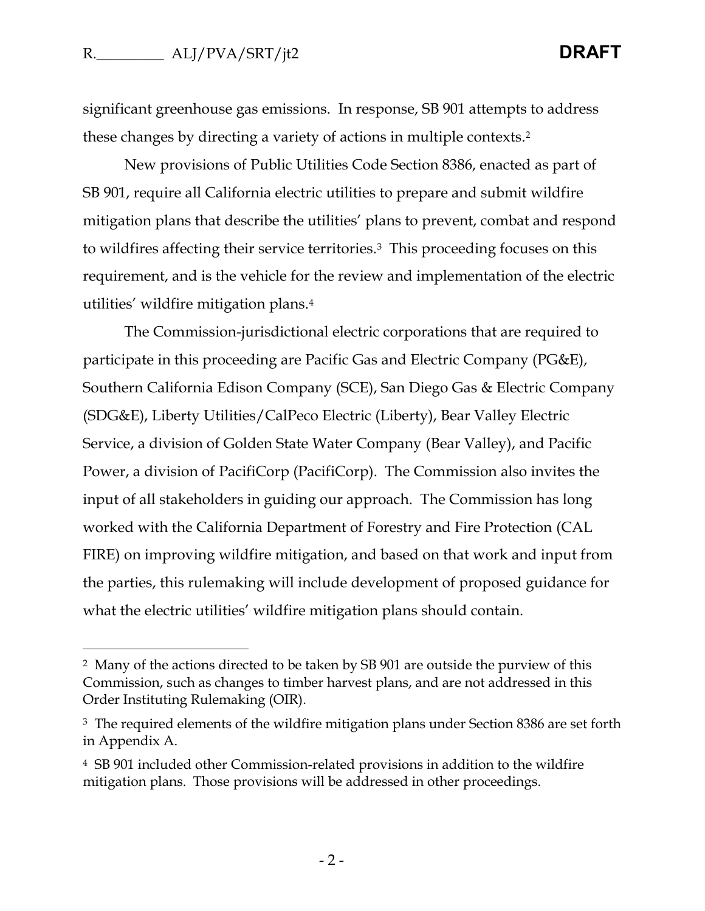significant greenhouse gas emissions. In response, SB 901 attempts to address these changes by directing a variety of actions in multiple contexts.[2]

New provisions of Public Utilities Code Section 8386, enacted as part of SB 901, require all California electric utilities to prepare and submit wildfire mitigation plans that describe the utilities' plans to prevent, combat and respond to wildfires affecting their service territories.[3] This proceeding focuses on this requirement, and is the vehicle for the review and implementation of the electric utilities' wildfire mitigation plans.[4]

The Commission-jurisdictional electric corporations that are required to participate in this proceeding are Pacific Gas and Electric Company (PG&E), Southern California Edison Company (SCE), San Diego Gas & Electric Company (SDG&E), Liberty Utilities/CalPeco Electric (Liberty), Bear Valley Electric Service, a division of Golden State Water Company (Bear Valley), and Pacific Power, a division of PacifiCorp (PacifiCorp). The Commission also invites the input of all stakeholders in guiding our approach. The Commission has long worked with the California Department of Forestry and Fire Protection (CAL FIRE) on improving wildfire mitigation, and based on that work and input from the parties, this rulemaking will include development of proposed guidance for what the electric utilities' wildfire mitigation plans should contain.

---

[2] Many of the actions directed to be taken by SB 901 are outside the purview of this Commission, such as changes to timber harvest plans, and are not addressed in this Order Instituting Rulemaking (OIR).

[3] The required elements of the wildfire mitigation plans under Section 8386 are set forth in Appendix A.

[4] SB 901 included other Commission-related provisions in addition to the wildfire mitigation plans. Those provisions will be addressed in other proceedings.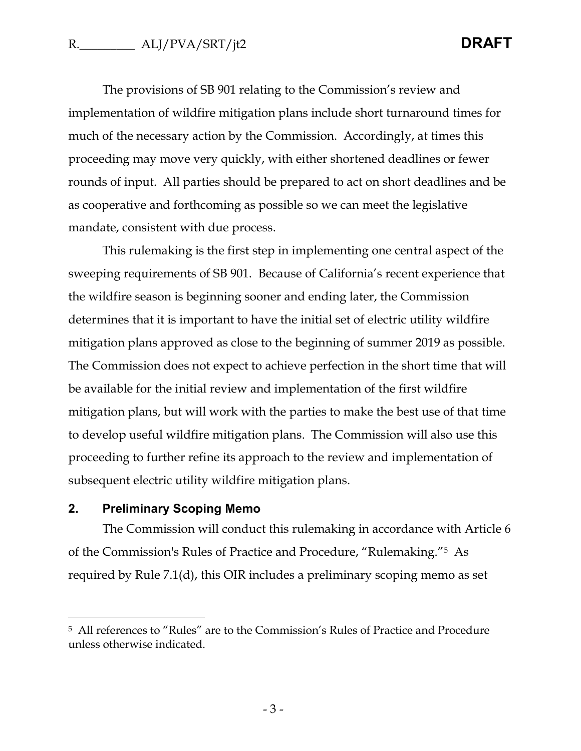The provisions of SB 901 relating to the Commission's review and implementation of wildfire mitigation plans include short turnaround times for much of the necessary action by the Commission. Accordingly, at times this proceeding may move very quickly, with either shortened deadlines or fewer rounds of input. All parties should be prepared to act on short deadlines and be as cooperative and forthcoming as possible so we can meet the legislative mandate, consistent with due process.

This rulemaking is the first step in implementing one central aspect of the sweeping requirements of SB 901. Because of California's recent experience that the wildfire season is beginning sooner and ending later, the Commission determines that it is important to have the initial set of electric utility wildfire mitigation plans approved as close to the beginning of summer 2019 as possible. The Commission does not expect to achieve perfection in the short time that will be available for the initial review and implementation of the first wildfire mitigation plans, but will work with the parties to make the best use of that time to develop useful wildfire mitigation plans. The Commission will also use this proceeding to further refine its approach to the review and implementation of subsequent electric utility wildfire mitigation plans.

## 2. Preliminary Scoping Memo

The Commission will conduct this rulemaking in accordance with Article 6 of the Commission's Rules of Practice and Procedure, "Rulemaking."[5] As required by Rule 7.1(d), this OIR includes a preliminary scoping memo as set

---

[5] All references to "Rules" are to the Commission's Rules of Practice and Procedure unless otherwise indicated.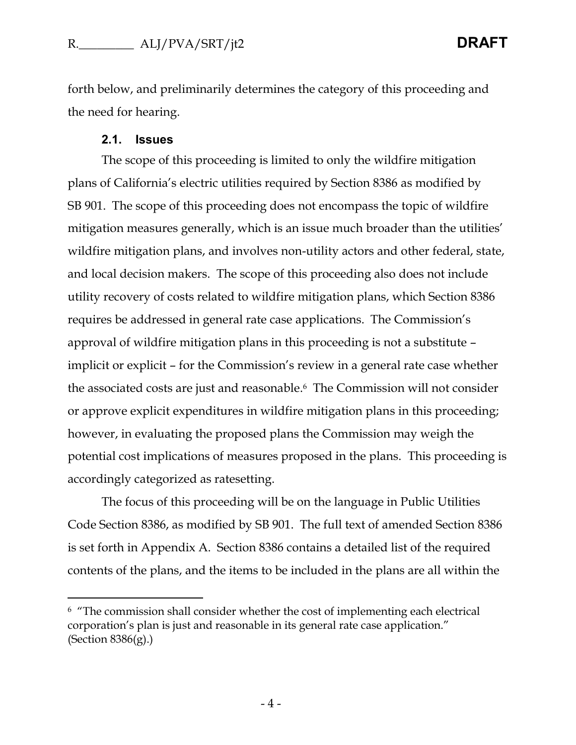forth below, and preliminarily determines the category of this proceeding and the need for hearing.

### 2.1. Issues

The scope of this proceeding is limited to only the wildfire mitigation plans of California's electric utilities required by Section 8386 as modified by SB 901. The scope of this proceeding does not encompass the topic of wildfire mitigation measures generally, which is an issue much broader than the utilities' wildfire mitigation plans, and involves non-utility actors and other federal, state, and local decision makers. The scope of this proceeding also does not include utility recovery of costs related to wildfire mitigation plans, which Section 8386 requires be addressed in general rate case applications. The Commission's approval of wildfire mitigation plans in this proceeding is not a substitute – implicit or explicit – for the Commission's review in a general rate case whether the associated costs are just and reasonable.[6] The Commission will not consider or approve explicit expenditures in wildfire mitigation plans in this proceeding; however, in evaluating the proposed plans the Commission may weigh the potential cost implications of measures proposed in the plans. This proceeding is accordingly categorized as ratesetting.

The focus of this proceeding will be on the language in Public Utilities Code Section 8386, as modified by SB 901. The full text of amended Section 8386 is set forth in Appendix A. Section 8386 contains a detailed list of the required contents of the plans, and the items to be included in the plans are all within the

---

[6] "The commission shall consider whether the cost of implementing each electrical corporation's plan is just and reasonable in its general rate case application." (Section 8386(g).)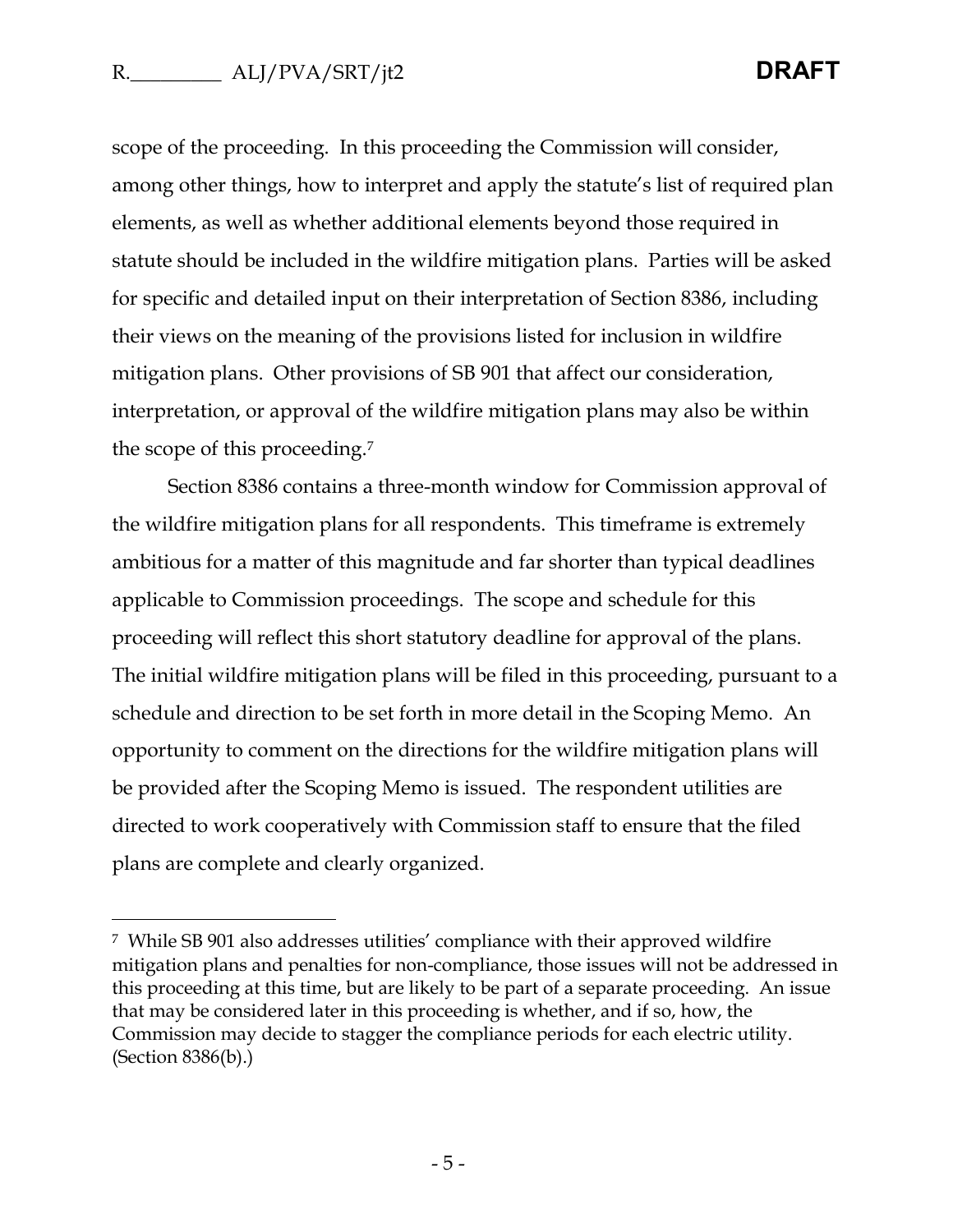scope of the proceeding. In this proceeding the Commission will consider, among other things, how to interpret and apply the statute's list of required plan elements, as well as whether additional elements beyond those required in statute should be included in the wildfire mitigation plans. Parties will be asked for specific and detailed input on their interpretation of Section 8386, including their views on the meaning of the provisions listed for inclusion in wildfire mitigation plans. Other provisions of SB 901 that affect our consideration, interpretation, or approval of the wildfire mitigation plans may also be within the scope of this proceeding.[7]

Section 8386 contains a three-month window for Commission approval of the wildfire mitigation plans for all respondents. This timeframe is extremely ambitious for a matter of this magnitude and far shorter than typical deadlines applicable to Commission proceedings. The scope and schedule for this proceeding will reflect this short statutory deadline for approval of the plans. The initial wildfire mitigation plans will be filed in this proceeding, pursuant to a schedule and direction to be set forth in more detail in the Scoping Memo. An opportunity to comment on the directions for the wildfire mitigation plans will be provided after the Scoping Memo is issued. The respondent utilities are directed to work cooperatively with Commission staff to ensure that the filed plans are complete and clearly organized.

---

[7] While SB 901 also addresses utilities' compliance with their approved wildfire mitigation plans and penalties for non-compliance, those issues will not be addressed in this proceeding at this time, but are likely to be part of a separate proceeding. An issue that may be considered later in this proceeding is whether, and if so, how, the Commission may decide to stagger the compliance periods for each electric utility. (Section 8386(b).)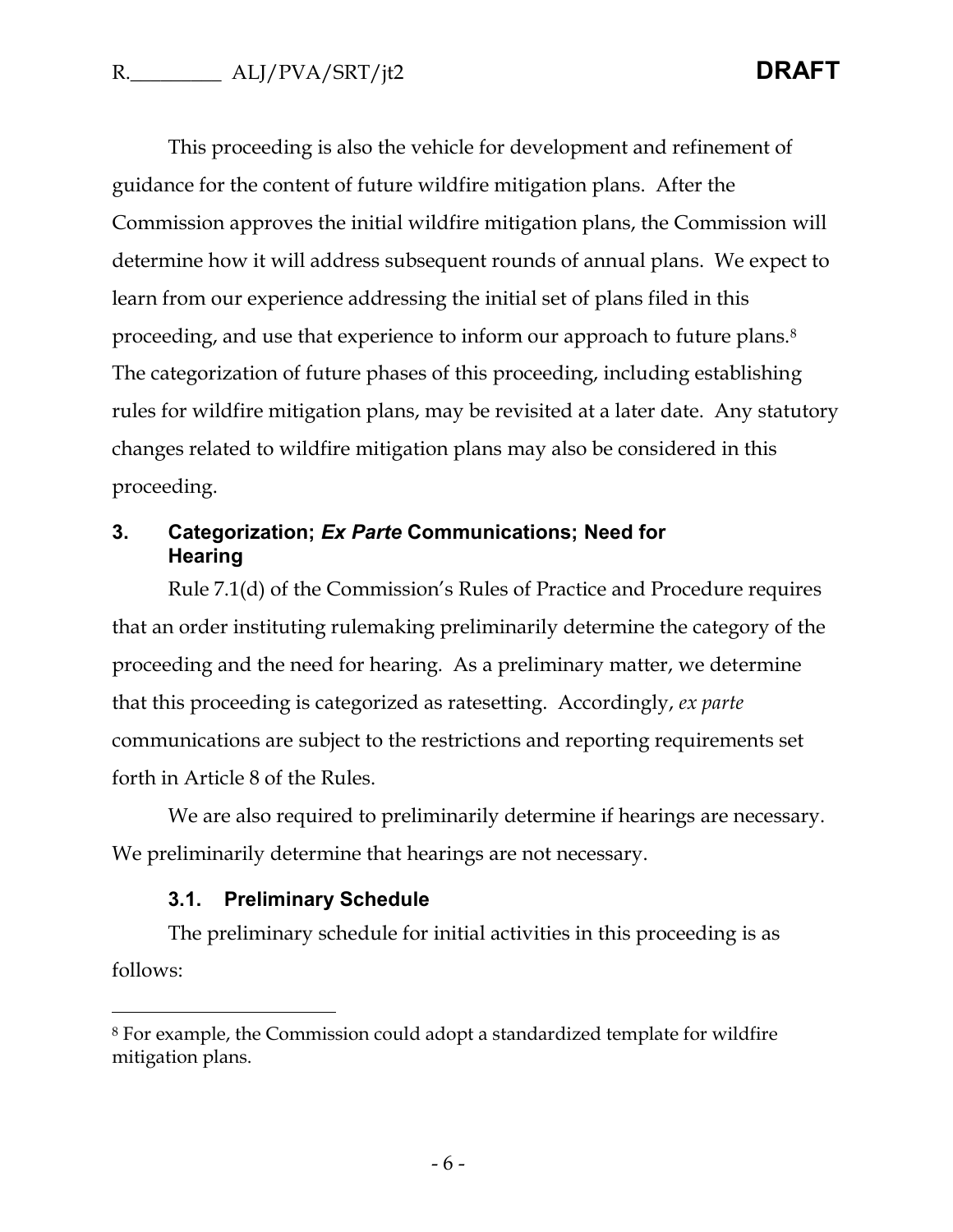This proceeding is also the vehicle for development and refinement of guidance for the content of future wildfire mitigation plans. After the Commission approves the initial wildfire mitigation plans, the Commission will determine how it will address subsequent rounds of annual plans. We expect to learn from our experience addressing the initial set of plans filed in this proceeding, and use that experience to inform our approach to future plans.[8] The categorization of future phases of this proceeding, including establishing rules for wildfire mitigation plans, may be revisited at a later date. Any statutory changes related to wildfire mitigation plans may also be considered in this proceeding.

## 3. Categorization; *Ex Parte* Communications; Need for Hearing

Rule 7.1(d) of the Commission's Rules of Practice and Procedure requires that an order instituting rulemaking preliminarily determine the category of the proceeding and the need for hearing. As a preliminary matter, we determine that this proceeding is categorized as ratesetting. Accordingly, *ex parte* communications are subject to the restrictions and reporting requirements set forth in Article 8 of the Rules.

We are also required to preliminarily determine if hearings are necessary. We preliminarily determine that hearings are not necessary.

### 3.1. Preliminary Schedule

The preliminary schedule for initial activities in this proceeding is as follows:

---

[8] For example, the Commission could adopt a standardized template for wildfire mitigation plans.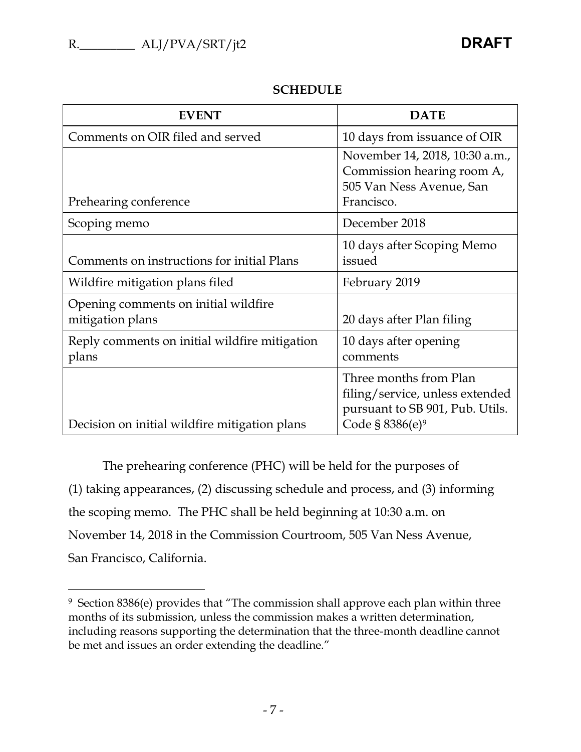**SCHEDULE**

| EVENT | DATE |
| --- | --- |
| Comments on OIR filed and served | 10 days from issuance of OIR |
| Prehearing conference | November 14, 2018, 10:30 a.m., Commission hearing room A, 505 Van Ness Avenue, San Francisco. |
| Scoping memo | December 2018 |
| Comments on instructions for initial Plans | 10 days after Scoping Memo issued |
| Wildfire mitigation plans filed | February 2019 |
| Opening comments on initial wildfire mitigation plans | 20 days after Plan filing |
| Reply comments on initial wildfire mitigation plans | 10 days after opening comments |
| Decision on initial wildfire mitigation plans | Three months from Plan filing/service, unless extended pursuant to SB 901, Pub. Utils. Code § 8386(e)[9] |

The prehearing conference (PHC) will be held for the purposes of (1) taking appearances, (2) discussing schedule and process, and (3) informing the scoping memo. The PHC shall be held beginning at 10:30 a.m. on November 14, 2018 in the Commission Courtroom, 505 Van Ness Avenue, San Francisco, California.

---

[9] Section 8386(e) provides that "The commission shall approve each plan within three months of its submission, unless the commission makes a written determination, including reasons supporting the determination that the three-month deadline cannot be met and issues an order extending the deadline."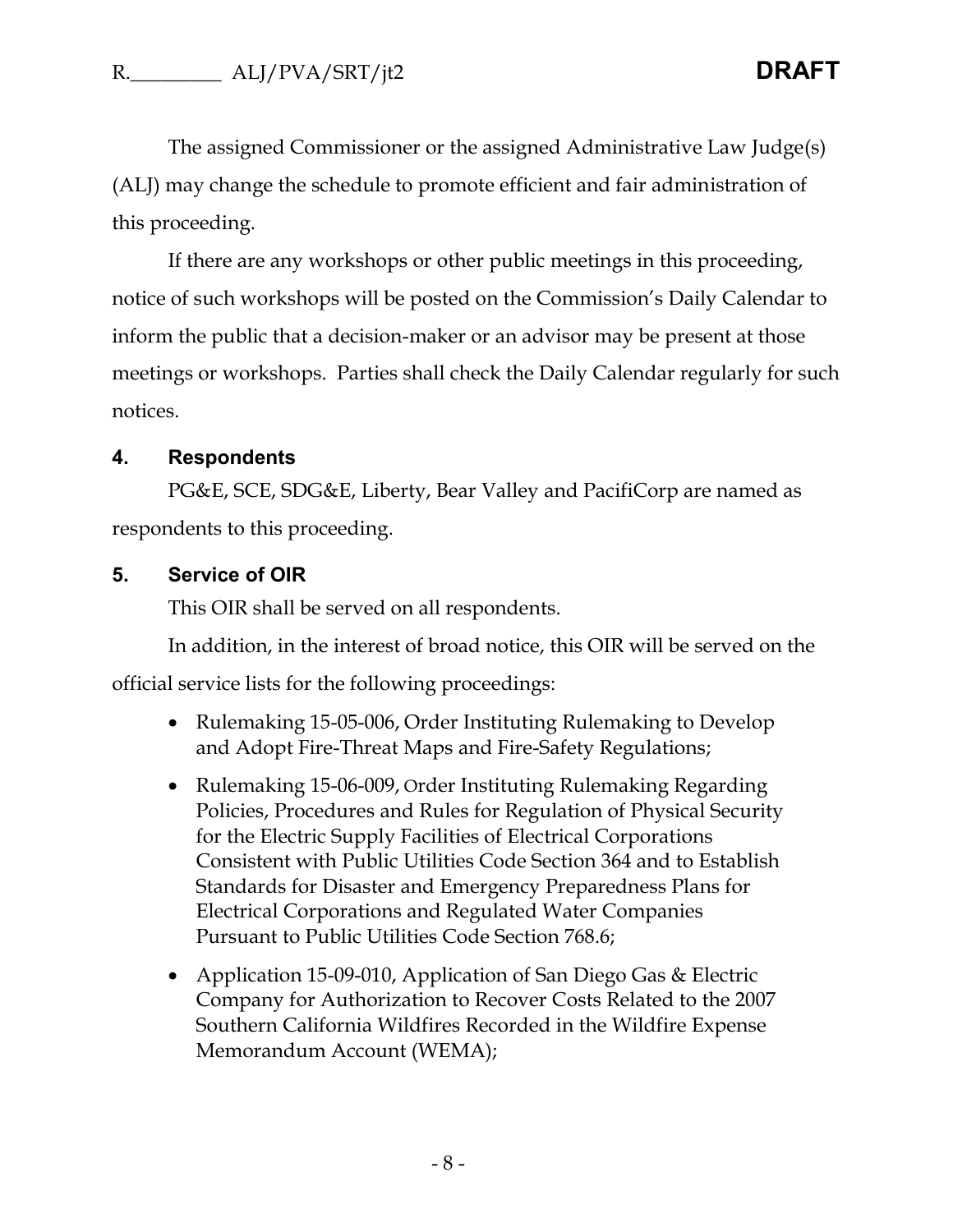The assigned Commissioner or the assigned Administrative Law Judge(s) (ALJ) may change the schedule to promote efficient and fair administration of this proceeding.

If there are any workshops or other public meetings in this proceeding, notice of such workshops will be posted on the Commission's Daily Calendar to inform the public that a decision-maker or an advisor may be present at those meetings or workshops. Parties shall check the Daily Calendar regularly for such notices.

## 4. Respondents

PG&E, SCE, SDG&E, Liberty, Bear Valley and PacifiCorp are named as respondents to this proceeding.

## 5. Service of OIR

This OIR shall be served on all respondents.

In addition, in the interest of broad notice, this OIR will be served on the official service lists for the following proceedings:

- Rulemaking 15-05-006, Order Instituting Rulemaking to Develop and Adopt Fire-Threat Maps and Fire-Safety Regulations;
- Rulemaking 15-06-009, Order Instituting Rulemaking Regarding Policies, Procedures and Rules for Regulation of Physical Security for the Electric Supply Facilities of Electrical Corporations Consistent with Public Utilities Code Section 364 and to Establish Standards for Disaster and Emergency Preparedness Plans for Electrical Corporations and Regulated Water Companies Pursuant to Public Utilities Code Section 768.6;
- Application 15-09-010, Application of San Diego Gas & Electric Company for Authorization to Recover Costs Related to the 2007 Southern California Wildfires Recorded in the Wildfire Expense Memorandum Account (WEMA);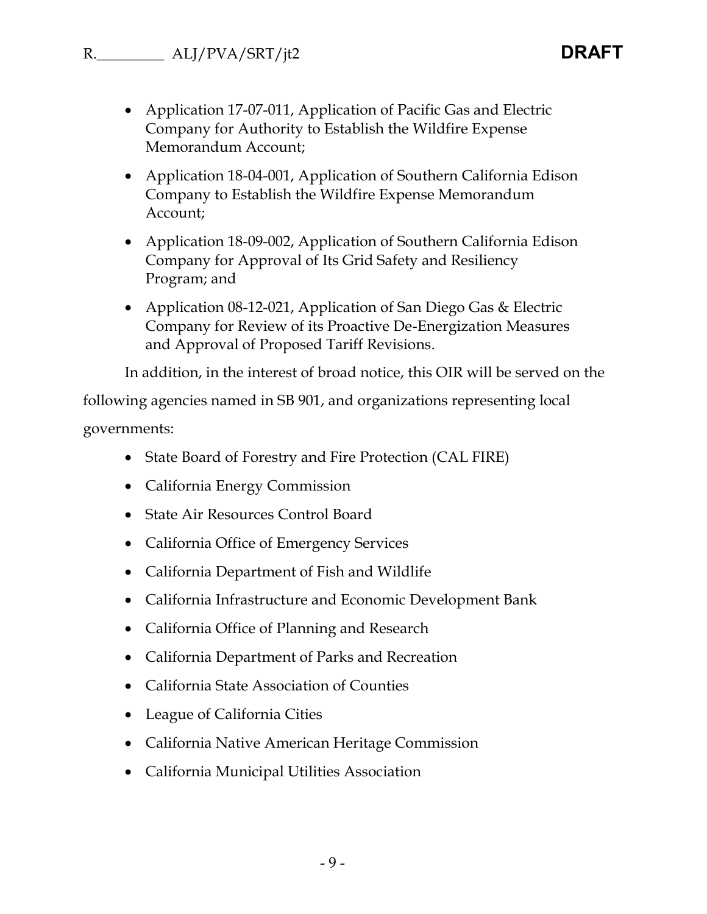- Application 17-07-011, Application of Pacific Gas and Electric Company for Authority to Establish the Wildfire Expense Memorandum Account;
- Application 18-04-001, Application of Southern California Edison Company to Establish the Wildfire Expense Memorandum Account;
- Application 18-09-002, Application of Southern California Edison Company for Approval of Its Grid Safety and Resiliency Program; and
- Application 08-12-021, Application of San Diego Gas & Electric Company for Review of its Proactive De-Energization Measures and Approval of Proposed Tariff Revisions.

In addition, in the interest of broad notice, this OIR will be served on the following agencies named in SB 901, and organizations representing local governments:

- State Board of Forestry and Fire Protection (CAL FIRE)
- California Energy Commission
- State Air Resources Control Board
- California Office of Emergency Services
- California Department of Fish and Wildlife
- California Infrastructure and Economic Development Bank
- California Office of Planning and Research
- California Department of Parks and Recreation
- California State Association of Counties
- League of California Cities
- California Native American Heritage Commission
- California Municipal Utilities Association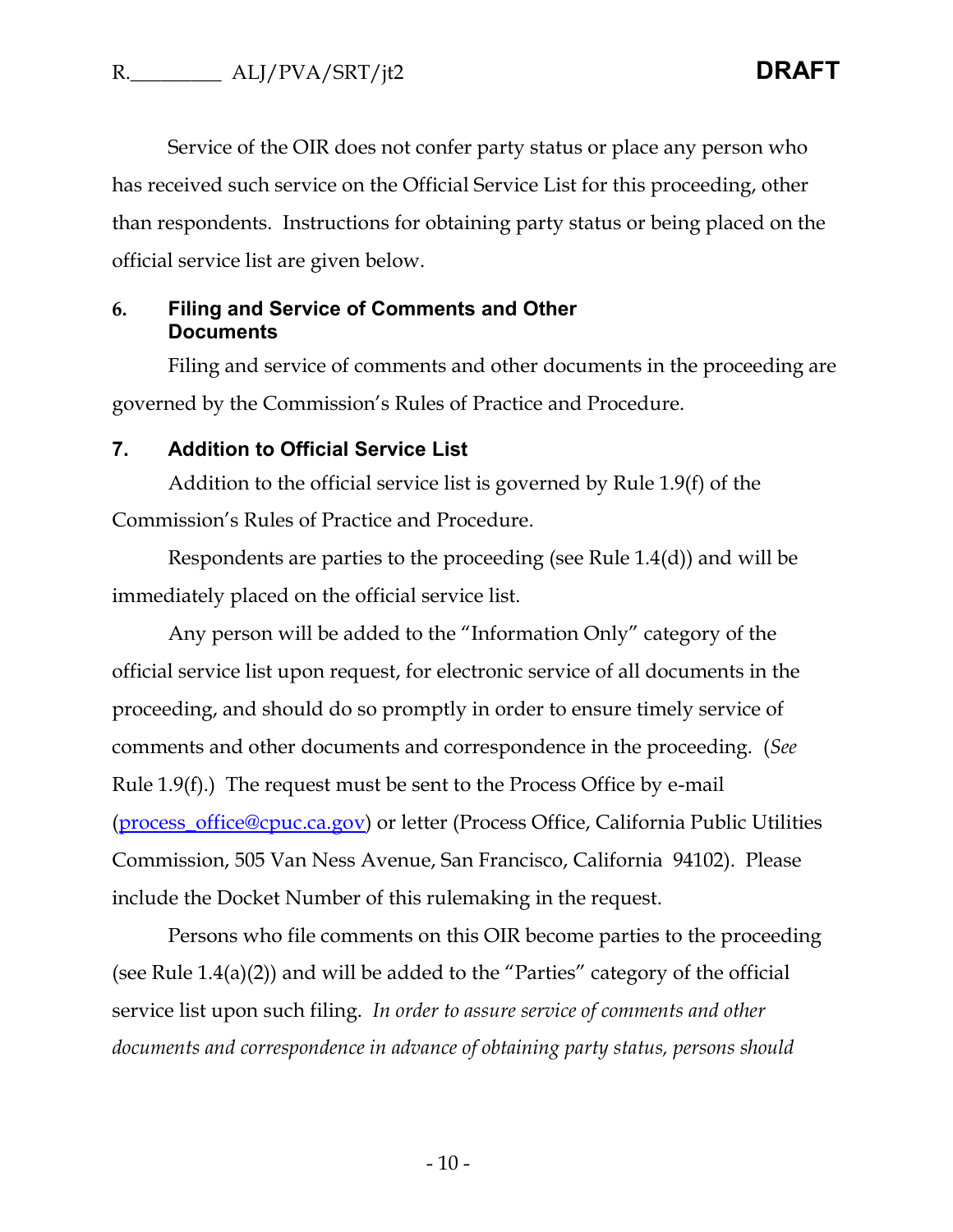Service of the OIR does not confer party status or place any person who has received such service on the Official Service List for this proceeding, other than respondents. Instructions for obtaining party status or being placed on the official service list are given below.

## 6. Filing and Service of Comments and Other Documents

Filing and service of comments and other documents in the proceeding are governed by the Commission's Rules of Practice and Procedure.

## 7. Addition to Official Service List

Addition to the official service list is governed by Rule 1.9(f) of the Commission's Rules of Practice and Procedure.

Respondents are parties to the proceeding (see Rule 1.4(d)) and will be immediately placed on the official service list.

Any person will be added to the "Information Only" category of the official service list upon request, for electronic service of all documents in the proceeding, and should do so promptly in order to ensure timely service of comments and other documents and correspondence in the proceeding. (*See* Rule 1.9(f).) The request must be sent to the Process Office by e-mail (process_office@cpuc.ca.gov) or letter (Process Office, California Public Utilities Commission, 505 Van Ness Avenue, San Francisco, California 94102). Please include the Docket Number of this rulemaking in the request.

Persons who file comments on this OIR become parties to the proceeding (see Rule 1.4(a)(2)) and will be added to the "Parties" category of the official service list upon such filing. *In order to assure service of comments and other documents and correspondence in advance of obtaining party status, persons should*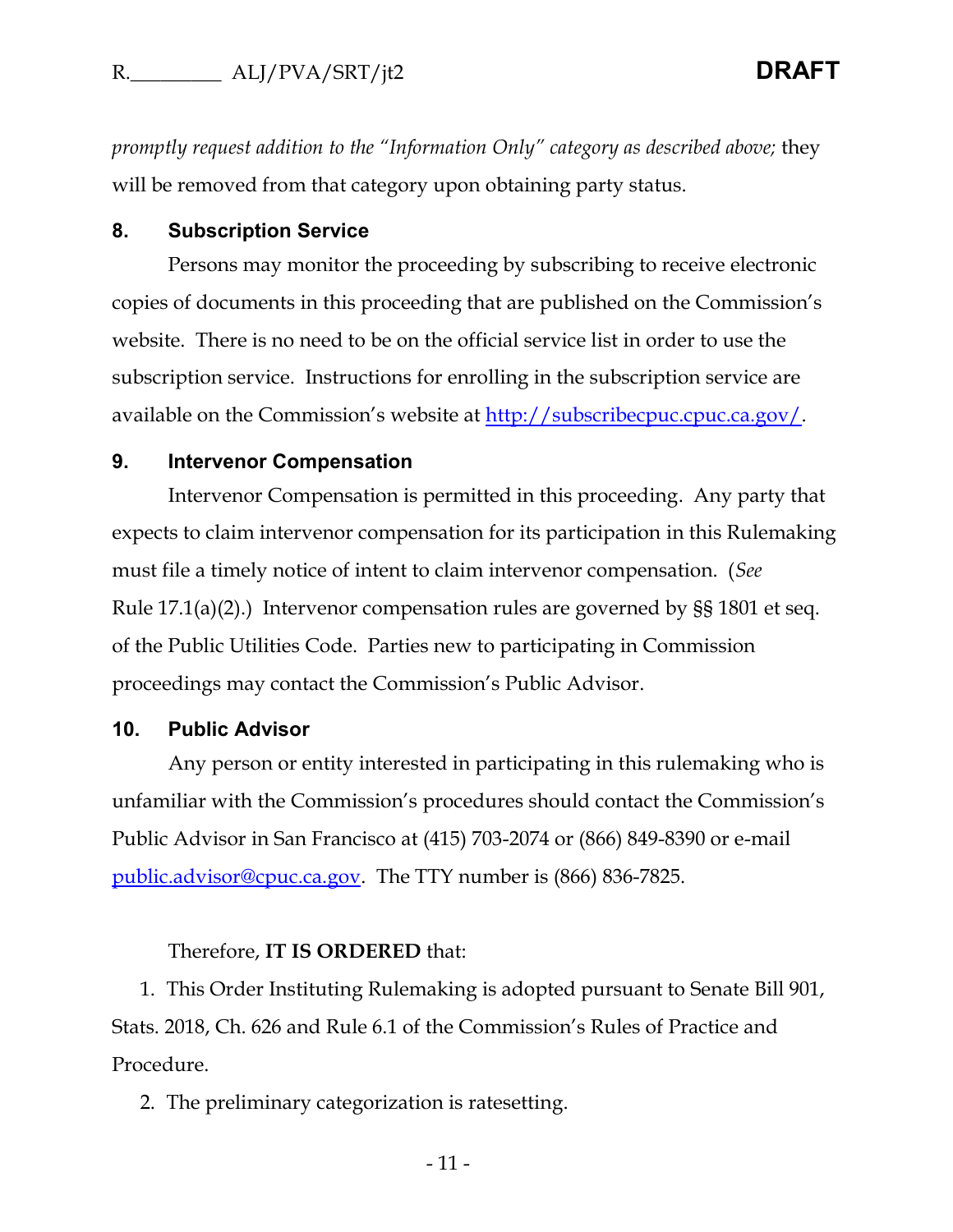*promptly request addition to the "Information Only" category as described above;* they will be removed from that category upon obtaining party status.

## 8. Subscription Service

Persons may monitor the proceeding by subscribing to receive electronic copies of documents in this proceeding that are published on the Commission's website. There is no need to be on the official service list in order to use the subscription service. Instructions for enrolling in the subscription service are available on the Commission's website at http://subscribecpuc.cpuc.ca.gov/.

## 9. Intervenor Compensation

Intervenor Compensation is permitted in this proceeding. Any party that expects to claim intervenor compensation for its participation in this Rulemaking must file a timely notice of intent to claim intervenor compensation. (*See* Rule 17.1(a)(2).) Intervenor compensation rules are governed by §§ 1801 et seq. of the Public Utilities Code. Parties new to participating in Commission proceedings may contact the Commission's Public Advisor.

## 10. Public Advisor

Any person or entity interested in participating in this rulemaking who is unfamiliar with the Commission's procedures should contact the Commission's Public Advisor in San Francisco at (415) 703-2074 or (866) 849-8390 or e-mail public.advisor@cpuc.ca.gov. The TTY number is (866) 836-7825.

Therefore, **IT IS ORDERED** that:

1. This Order Instituting Rulemaking is adopted pursuant to Senate Bill 901, Stats. 2018, Ch. 626 and Rule 6.1 of the Commission's Rules of Practice and Procedure.
2. The preliminary categorization is ratesetting.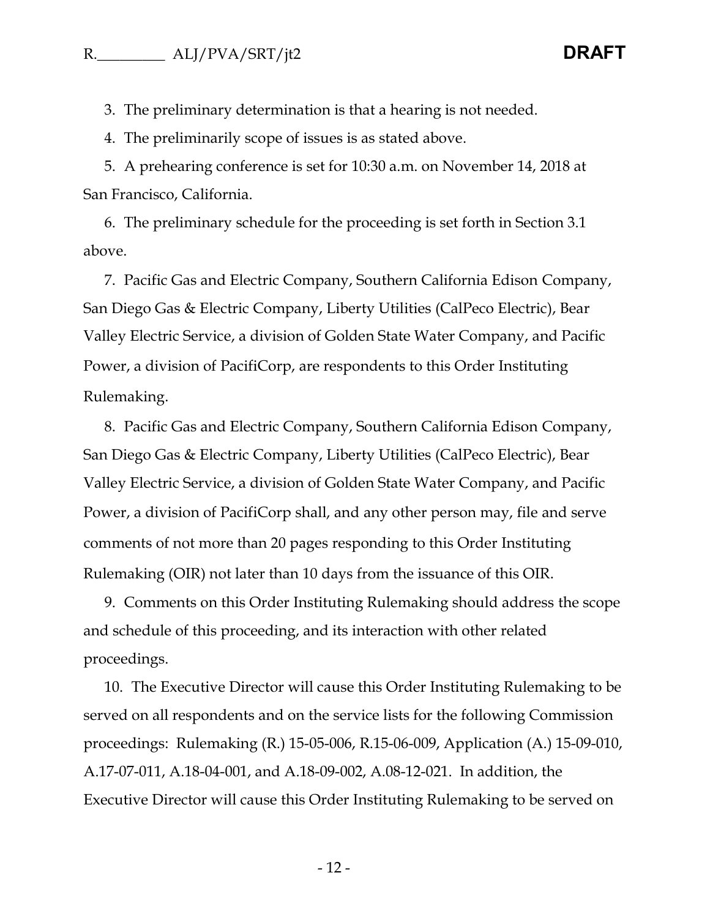3. The preliminary determination is that a hearing is not needed.

4. The preliminarily scope of issues is as stated above.

5. A prehearing conference is set for 10:30 a.m. on November 14, 2018 at San Francisco, California.

6. The preliminary schedule for the proceeding is set forth in Section 3.1 above.

7. Pacific Gas and Electric Company, Southern California Edison Company, San Diego Gas & Electric Company, Liberty Utilities (CalPeco Electric), Bear Valley Electric Service, a division of Golden State Water Company, and Pacific Power, a division of PacifiCorp, are respondents to this Order Instituting Rulemaking.

8. Pacific Gas and Electric Company, Southern California Edison Company, San Diego Gas & Electric Company, Liberty Utilities (CalPeco Electric), Bear Valley Electric Service, a division of Golden State Water Company, and Pacific Power, a division of PacifiCorp shall, and any other person may, file and serve comments of not more than 20 pages responding to this Order Instituting Rulemaking (OIR) not later than 10 days from the issuance of this OIR.

9. Comments on this Order Instituting Rulemaking should address the scope and schedule of this proceeding, and its interaction with other related proceedings.

10. The Executive Director will cause this Order Instituting Rulemaking to be served on all respondents and on the service lists for the following Commission proceedings: Rulemaking (R.) 15-05-006, R.15-06-009, Application (A.) 15-09-010, A.17-07-011, A.18-04-001, and A.18-09-002, A.08-12-021. In addition, the Executive Director will cause this Order Instituting Rulemaking to be served on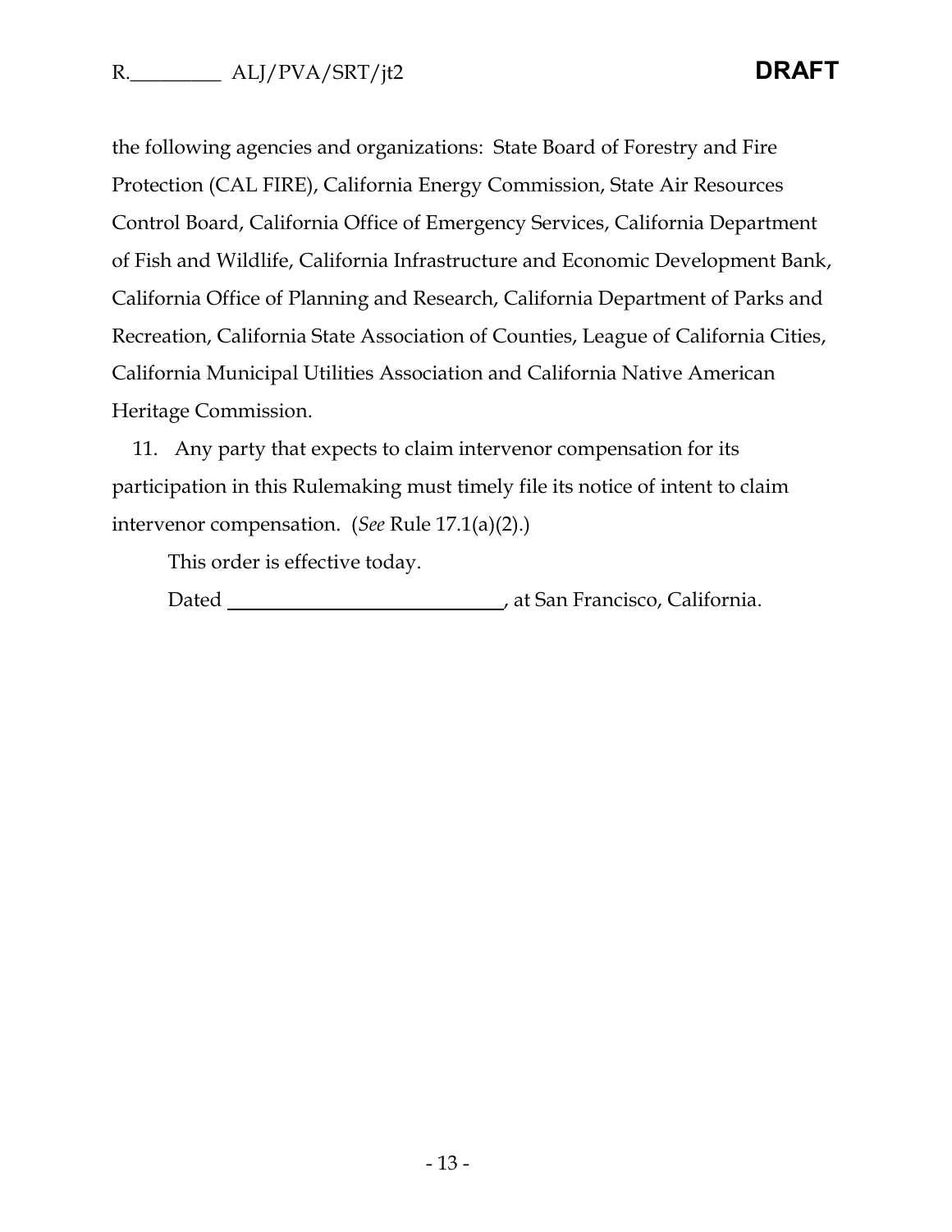the following agencies and organizations: State Board of Forestry and Fire Protection (CAL FIRE), California Energy Commission, State Air Resources Control Board, California Office of Emergency Services, California Department of Fish and Wildlife, California Infrastructure and Economic Development Bank, California Office of Planning and Research, California Department of Parks and Recreation, California State Association of Counties, League of California Cities, California Municipal Utilities Association and California Native American Heritage Commission.

11. Any party that expects to claim intervenor compensation for its participation in this Rulemaking must timely file its notice of intent to claim intervenor compensation. (*See* Rule 17.1(a)(2).)

This order is effective today.

Dated ____________________________, at San Francisco, California.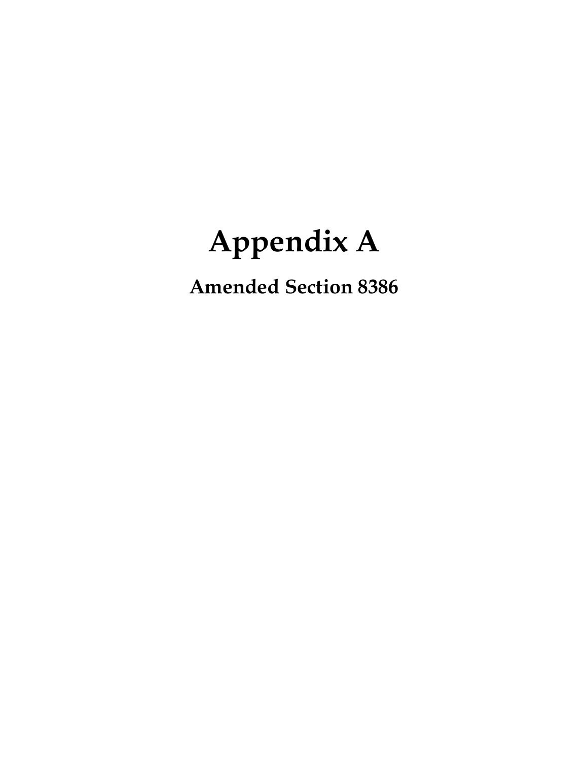# Appendix A

## Amended Section 8386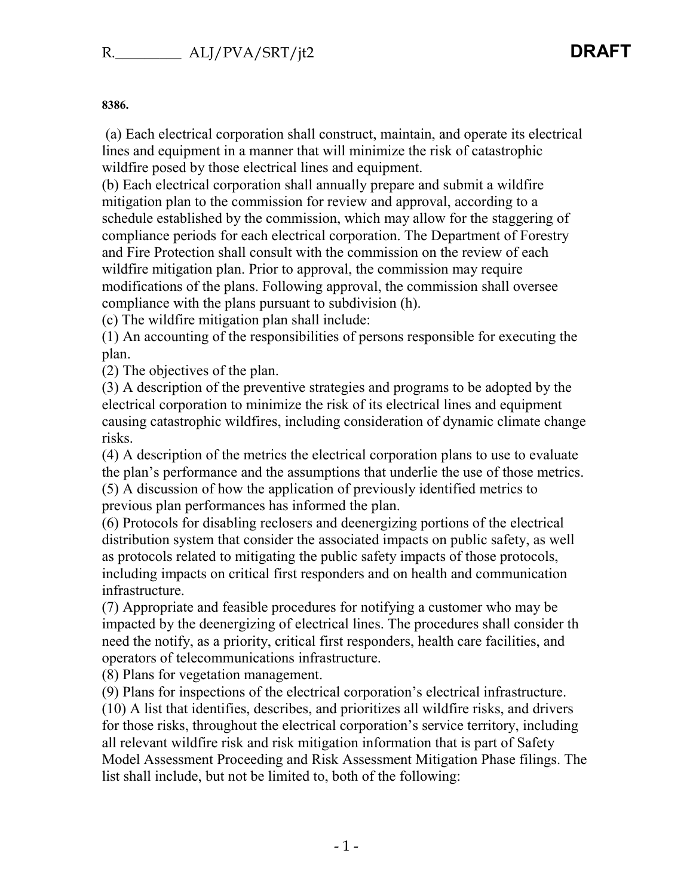**8386.**

(a) Each electrical corporation shall construct, maintain, and operate its electrical lines and equipment in a manner that will minimize the risk of catastrophic wildfire posed by those electrical lines and equipment.

(b) Each electrical corporation shall annually prepare and submit a wildfire mitigation plan to the commission for review and approval, according to a schedule established by the commission, which may allow for the staggering of compliance periods for each electrical corporation. The Department of Forestry and Fire Protection shall consult with the commission on the review of each wildfire mitigation plan. Prior to approval, the commission may require modifications of the plans. Following approval, the commission shall oversee compliance with the plans pursuant to subdivision (h).

(c) The wildfire mitigation plan shall include:

(1) An accounting of the responsibilities of persons responsible for executing the plan.

(2) The objectives of the plan.

(3) A description of the preventive strategies and programs to be adopted by the electrical corporation to minimize the risk of its electrical lines and equipment causing catastrophic wildfires, including consideration of dynamic climate change risks.

(4) A description of the metrics the electrical corporation plans to use to evaluate the plan's performance and the assumptions that underlie the use of those metrics.

(5) A discussion of how the application of previously identified metrics to previous plan performances has informed the plan.

(6) Protocols for disabling reclosers and deenergizing portions of the electrical distribution system that consider the associated impacts on public safety, as well as protocols related to mitigating the public safety impacts of those protocols, including impacts on critical first responders and on health and communication infrastructure.

(7) Appropriate and feasible procedures for notifying a customer who may be impacted by the deenergizing of electrical lines. The procedures shall consider th need the notify, as a priority, critical first responders, health care facilities, and operators of telecommunications infrastructure.

(8) Plans for vegetation management.

(9) Plans for inspections of the electrical corporation's electrical infrastructure.

(10) A list that identifies, describes, and prioritizes all wildfire risks, and drivers for those risks, throughout the electrical corporation's service territory, including all relevant wildfire risk and risk mitigation information that is part of Safety Model Assessment Proceeding and Risk Assessment Mitigation Phase filings. The list shall include, but not be limited to, both of the following: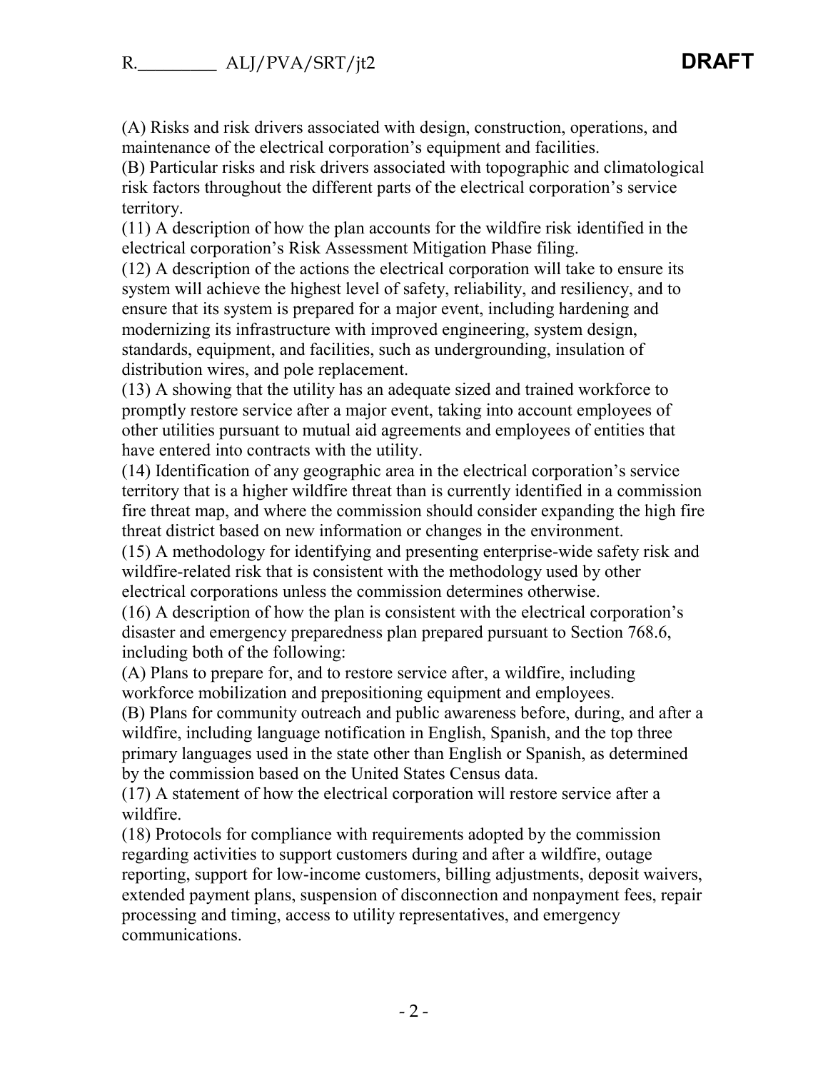(A) Risks and risk drivers associated with design, construction, operations, and maintenance of the electrical corporation's equipment and facilities.

(B) Particular risks and risk drivers associated with topographic and climatological risk factors throughout the different parts of the electrical corporation's service territory.

(11) A description of how the plan accounts for the wildfire risk identified in the electrical corporation's Risk Assessment Mitigation Phase filing.

(12) A description of the actions the electrical corporation will take to ensure its system will achieve the highest level of safety, reliability, and resiliency, and to ensure that its system is prepared for a major event, including hardening and modernizing its infrastructure with improved engineering, system design, standards, equipment, and facilities, such as undergrounding, insulation of distribution wires, and pole replacement.

(13) A showing that the utility has an adequate sized and trained workforce to promptly restore service after a major event, taking into account employees of other utilities pursuant to mutual aid agreements and employees of entities that have entered into contracts with the utility.

(14) Identification of any geographic area in the electrical corporation's service territory that is a higher wildfire threat than is currently identified in a commission fire threat map, and where the commission should consider expanding the high fire threat district based on new information or changes in the environment.

(15) A methodology for identifying and presenting enterprise-wide safety risk and wildfire-related risk that is consistent with the methodology used by other electrical corporations unless the commission determines otherwise.

(16) A description of how the plan is consistent with the electrical corporation's disaster and emergency preparedness plan prepared pursuant to Section 768.6, including both of the following:

(A) Plans to prepare for, and to restore service after, a wildfire, including workforce mobilization and prepositioning equipment and employees.

(B) Plans for community outreach and public awareness before, during, and after a wildfire, including language notification in English, Spanish, and the top three primary languages used in the state other than English or Spanish, as determined by the commission based on the United States Census data.

(17) A statement of how the electrical corporation will restore service after a wildfire.

(18) Protocols for compliance with requirements adopted by the commission regarding activities to support customers during and after a wildfire, outage reporting, support for low-income customers, billing adjustments, deposit waivers, extended payment plans, suspension of disconnection and nonpayment fees, repair processing and timing, access to utility representatives, and emergency communications.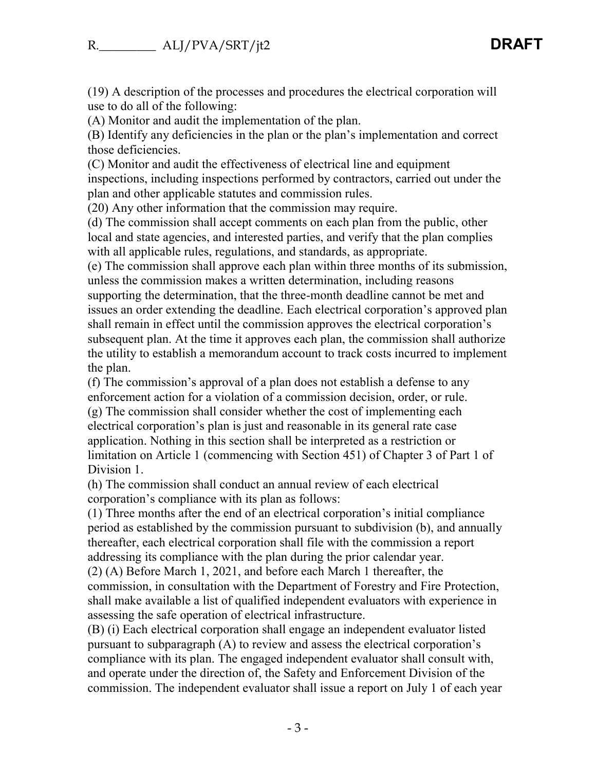(19) A description of the processes and procedures the electrical corporation will use to do all of the following:

(A) Monitor and audit the implementation of the plan.

(B) Identify any deficiencies in the plan or the plan's implementation and correct those deficiencies.

(C) Monitor and audit the effectiveness of electrical line and equipment inspections, including inspections performed by contractors, carried out under the plan and other applicable statutes and commission rules.

(20) Any other information that the commission may require.

(d) The commission shall accept comments on each plan from the public, other local and state agencies, and interested parties, and verify that the plan complies with all applicable rules, regulations, and standards, as appropriate.

(e) The commission shall approve each plan within three months of its submission, unless the commission makes a written determination, including reasons supporting the determination, that the three-month deadline cannot be met and issues an order extending the deadline. Each electrical corporation's approved plan shall remain in effect until the commission approves the electrical corporation's subsequent plan. At the time it approves each plan, the commission shall authorize the utility to establish a memorandum account to track costs incurred to implement the plan.

(f) The commission's approval of a plan does not establish a defense to any enforcement action for a violation of a commission decision, order, or rule.

(g) The commission shall consider whether the cost of implementing each electrical corporation's plan is just and reasonable in its general rate case application. Nothing in this section shall be interpreted as a restriction or limitation on Article 1 (commencing with Section 451) of Chapter 3 of Part 1 of Division 1.

(h) The commission shall conduct an annual review of each electrical corporation's compliance with its plan as follows:

(1) Three months after the end of an electrical corporation's initial compliance period as established by the commission pursuant to subdivision (b), and annually thereafter, each electrical corporation shall file with the commission a report addressing its compliance with the plan during the prior calendar year.

(2) (A) Before March 1, 2021, and before each March 1 thereafter, the commission, in consultation with the Department of Forestry and Fire Protection, shall make available a list of qualified independent evaluators with experience in assessing the safe operation of electrical infrastructure.

(B) (i) Each electrical corporation shall engage an independent evaluator listed pursuant to subparagraph (A) to review and assess the electrical corporation's compliance with its plan. The engaged independent evaluator shall consult with, and operate under the direction of, the Safety and Enforcement Division of the commission. The independent evaluator shall issue a report on July 1 of each year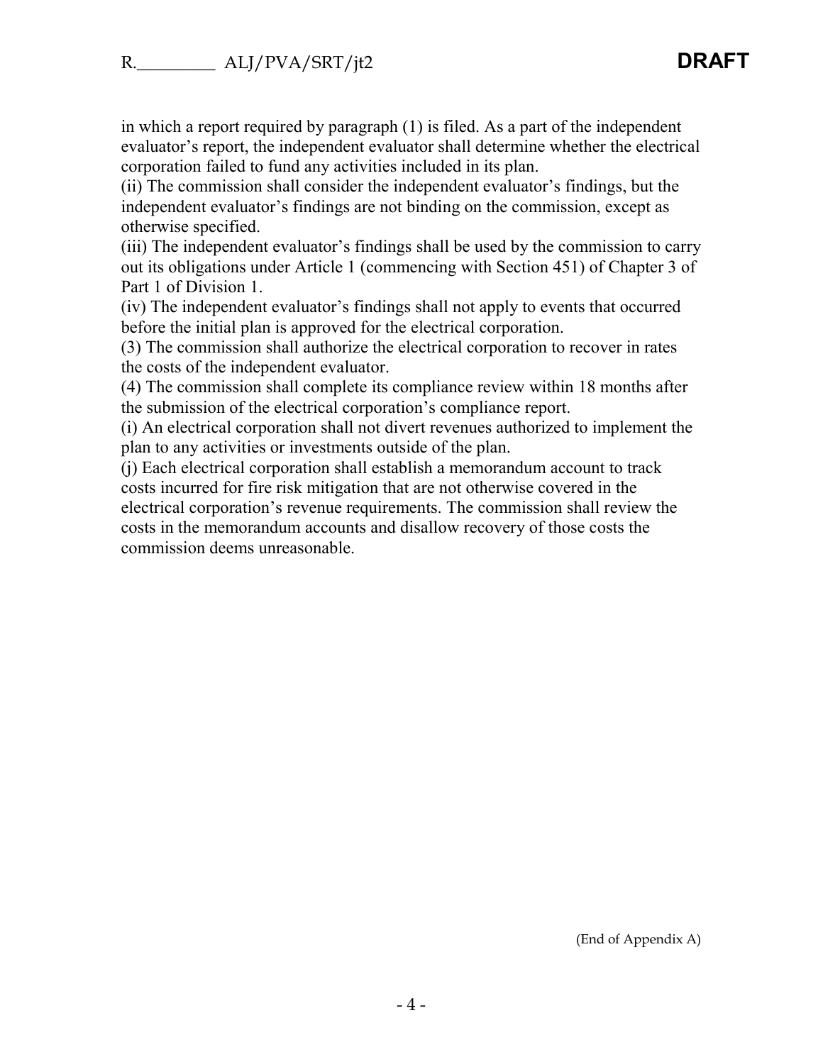in which a report required by paragraph (1) is filed. As a part of the independent evaluator's report, the independent evaluator shall determine whether the electrical corporation failed to fund any activities included in its plan.

(ii) The commission shall consider the independent evaluator's findings, but the independent evaluator's findings are not binding on the commission, except as otherwise specified.

(iii) The independent evaluator's findings shall be used by the commission to carry out its obligations under Article 1 (commencing with Section 451) of Chapter 3 of Part 1 of Division 1.

(iv) The independent evaluator's findings shall not apply to events that occurred before the initial plan is approved for the electrical corporation.

(3) The commission shall authorize the electrical corporation to recover in rates the costs of the independent evaluator.

(4) The commission shall complete its compliance review within 18 months after the submission of the electrical corporation's compliance report.

(i) An electrical corporation shall not divert revenues authorized to implement the plan to any activities or investments outside of the plan.

(j) Each electrical corporation shall establish a memorandum account to track costs incurred for fire risk mitigation that are not otherwise covered in the electrical corporation's revenue requirements. The commission shall review the costs in the memorandum accounts and disallow recovery of those costs the commission deems unreasonable.

(End of Appendix A)